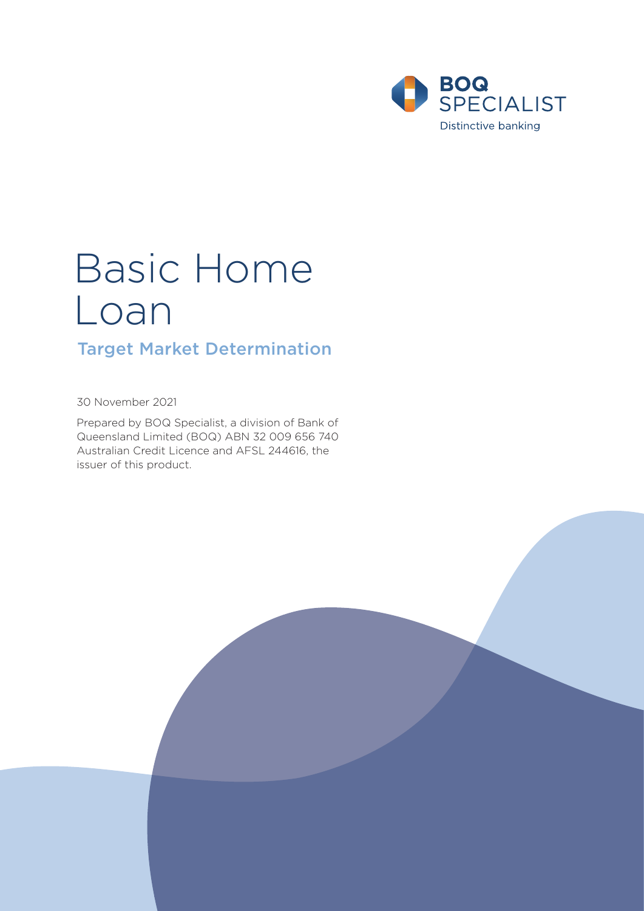BOQ SPECIALIST

Distinctive banking

# Basic Home Loan

## Target Market Determination

30 November 2021

Prepared by BOQ Specialist, a division of Bank of Queensland Limited (BOQ) ABN 32 009 656 740 Australian Credit Licence and AFSL 244616, the issuer of this product.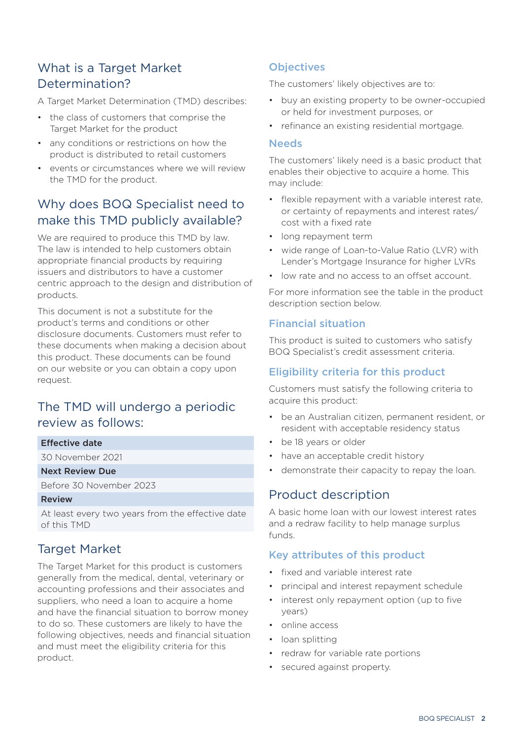## What is a Target Market Determination?

A Target Market Determination (TMD) describes:

- the class of customers that comprise the Target Market for the product
- any conditions or restrictions on how the product is distributed to retail customers
- events or circumstances where we will review the TMD for the product.

## Why does BOQ Specialist need to make this TMD publicly available?

We are required to produce this TMD by law. The law is intended to help customers obtain appropriate financial products by requiring issuers and distributors to have a customer centric approach to the design and distribution of products.

This document is not a substitute for the product's terms and conditions or other disclosure documents. Customers must refer to these documents when making a decision about this product. These documents can be found on our website or you can obtain a copy upon request.

## The TMD will undergo a periodic review as follows:

| **Effective date** |
| --- |
| 30 November 2021 |
| **Next Review Due** |
| Before 30 November 2023 |
| **Review** |
| At least every two years from the effective date of this TMD |

## Target Market

The Target Market for this product is customers generally from the medical, dental, veterinary or accounting professions and their associates and suppliers, who need a loan to acquire a home and have the financial situation to borrow money to do so. These customers are likely to have the following objectives, needs and financial situation and must meet the eligibility criteria for this product.

### Objectives

The customers' likely objectives are to:

- buy an existing property to be owner-occupied or held for investment purposes, or
- refinance an existing residential mortgage.

### Needs

The customers' likely need is a basic product that enables their objective to acquire a home. This may include:

- flexible repayment with a variable interest rate, or certainty of repayments and interest rates/cost with a fixed rate
- long repayment term
- wide range of Loan-to-Value Ratio (LVR) with Lender's Mortgage Insurance for higher LVRs
- low rate and no access to an offset account.

For more information see the table in the product description section below.

### Financial situation

This product is suited to customers who satisfy BOQ Specialist's credit assessment criteria.

### Eligibility criteria for this product

Customers must satisfy the following criteria to acquire this product:

- be an Australian citizen, permanent resident, or resident with acceptable residency status
- be 18 years or older
- have an acceptable credit history
- demonstrate their capacity to repay the loan.

## Product description

A basic home loan with our lowest interest rates and a redraw facility to help manage surplus funds.

### Key attributes of this product

- fixed and variable interest rate
- principal and interest repayment schedule
- interest only repayment option (up to five years)
- online access
- loan splitting
- redraw for variable rate portions
- secured against property.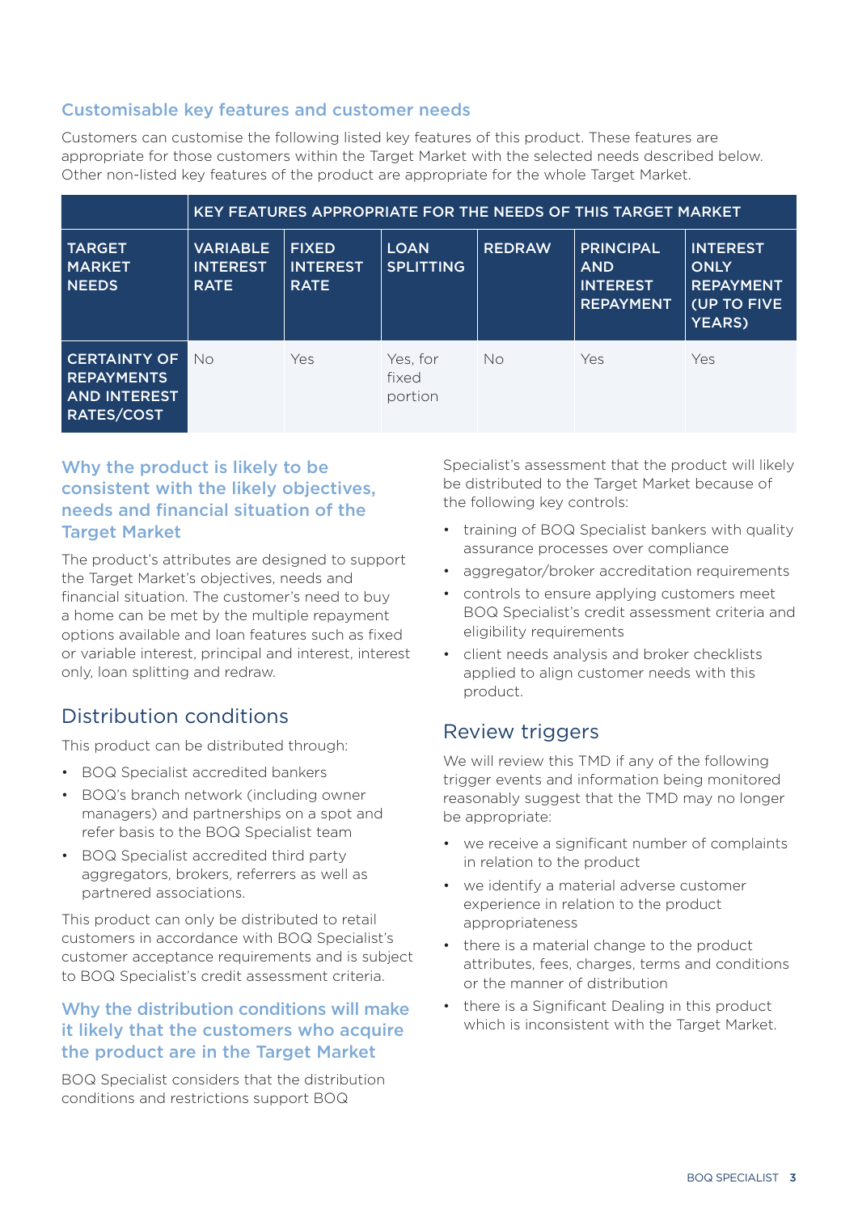## Customisable key features and customer needs

Customers can customise the following listed key features of this product. These features are appropriate for those customers within the Target Market with the selected needs described below. Other non-listed key features of the product are appropriate for the whole Target Market.

| | KEY FEATURES APPROPRIATE FOR THE NEEDS OF THIS TARGET MARKET | | | | | |
|---|---|---|---|---|---|---|
| **TARGET MARKET NEEDS** | **VARIABLE INTEREST RATE** | **FIXED INTEREST RATE** | **LOAN SPLITTING** | **REDRAW** | **PRINCIPAL AND INTEREST REPAYMENT** | **INTEREST ONLY REPAYMENT (UP TO FIVE YEARS)** |
| **CERTAINTY OF REPAYMENTS AND INTEREST RATES/COST** | No | Yes | Yes, for fixed portion | No | Yes | Yes |

### Why the product is likely to be consistent with the likely objectives, needs and financial situation of the Target Market

The product's attributes are designed to support the Target Market's objectives, needs and financial situation. The customer's need to buy a home can be met by the multiple repayment options available and loan features such as fixed or variable interest, principal and interest, interest only, loan splitting and redraw.

## Distribution conditions

This product can be distributed through:

- BOQ Specialist accredited bankers
- BOQ's branch network (including owner managers) and partnerships on a spot and refer basis to the BOQ Specialist team
- BOQ Specialist accredited third party aggregators, brokers, referrers as well as partnered associations.

This product can only be distributed to retail customers in accordance with BOQ Specialist's customer acceptance requirements and is subject to BOQ Specialist's credit assessment criteria.

### Why the distribution conditions will make it likely that the customers who acquire the product are in the Target Market

BOQ Specialist considers that the distribution conditions and restrictions support BOQ Specialist's assessment that the product will likely be distributed to the Target Market because of the following key controls:

- training of BOQ Specialist bankers with quality assurance processes over compliance
- aggregator/broker accreditation requirements
- controls to ensure applying customers meet BOQ Specialist's credit assessment criteria and eligibility requirements
- client needs analysis and broker checklists applied to align customer needs with this product.

## Review triggers

We will review this TMD if any of the following trigger events and information being monitored reasonably suggest that the TMD may no longer be appropriate:

- we receive a significant number of complaints in relation to the product
- we identify a material adverse customer experience in relation to the product appropriateness
- there is a material change to the product attributes, fees, charges, terms and conditions or the manner of distribution
- there is a Significant Dealing in this product which is inconsistent with the Target Market.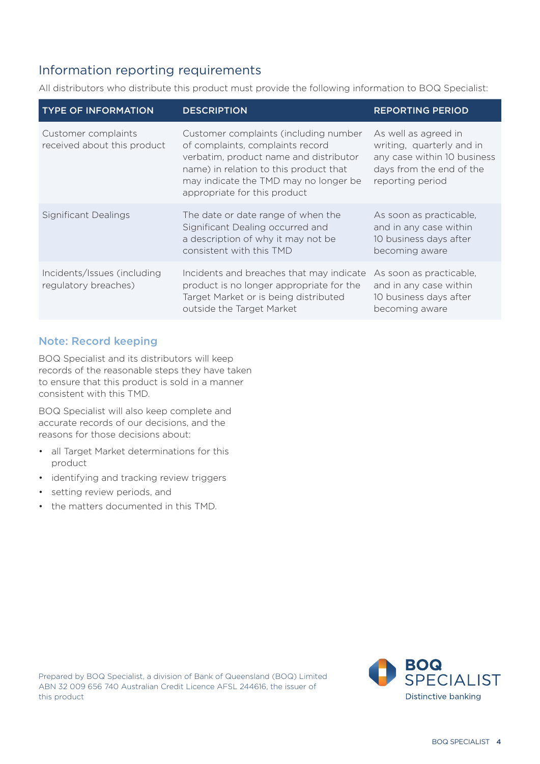## Information reporting requirements

All distributors who distribute this product must provide the following information to BOQ Specialist:

| TYPE OF INFORMATION | DESCRIPTION | REPORTING PERIOD |
| --- | --- | --- |
| Customer complaints received about this product | Customer complaints (including number of complaints, complaints record verbatim, product name and distributor name) in relation to this product that may indicate the TMD may no longer be appropriate for this product | As well as agreed in writing, quarterly and in any case within 10 business days from the end of the reporting period |
| Significant Dealings | The date or date range of when the Significant Dealing occurred and a description of why it may not be consistent with this TMD | As soon as practicable, and in any case within 10 business days after becoming aware |
| Incidents/Issues (including regulatory breaches) | Incidents and breaches that may indicate product is no longer appropriate for the Target Market or is being distributed outside the Target Market | As soon as practicable, and in any case within 10 business days after becoming aware |

### Note: Record keeping

BOQ Specialist and its distributors will keep records of the reasonable steps they have taken to ensure that this product is sold in a manner consistent with this TMD.

BOQ Specialist will also keep complete and accurate records of our decisions, and the reasons for those decisions about:

- all Target Market determinations for this product
- identifying and tracking review triggers
- setting review periods, and
- the matters documented in this TMD.

Prepared by BOQ Specialist, a division of Bank of Queensland (BOQ) Limited ABN 32 009 656 740 Australian Credit Licence AFSL 244616, the issuer of this product

BOQ SPECIALIST
Distinctive banking